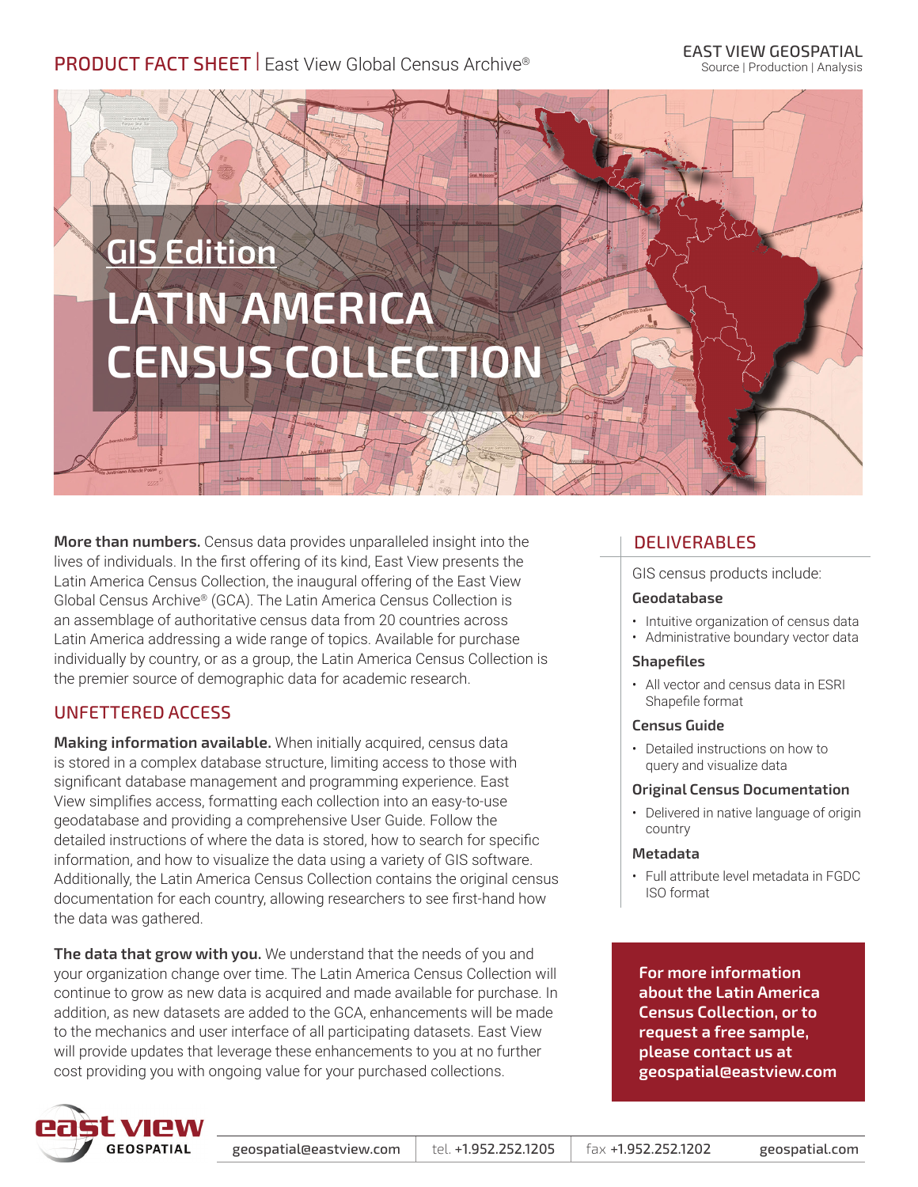PRODUCT FACT SHEET | East View Global Census Archive®

EAST VIEW GEOSPATIAL
Source | Production | Analysis

# GIS Edition

# LATIN AMERICA CENSUS COLLECTION

**More than numbers.** Census data provides unparalleled insight into the lives of individuals. In the first offering of its kind, East View presents the Latin America Census Collection, the inaugural offering of the East View Global Census Archive® (GCA). The Latin America Census Collection is an assemblage of authoritative census data from 20 countries across Latin America addressing a wide range of topics. Available for purchase individually by country, or as a group, the Latin America Census Collection is the premier source of demographic data for academic research.

## UNFETTERED ACCESS

**Making information available.** When initially acquired, census data is stored in a complex database structure, limiting access to those with significant database management and programming experience. East View simplifies access, formatting each collection into an easy-to-use geodatabase and providing a comprehensive User Guide. Follow the detailed instructions of where the data is stored, how to search for specific information, and how to visualize the data using a variety of GIS software. Additionally, the Latin America Census Collection contains the original census documentation for each country, allowing researchers to see first-hand how the data was gathered.

**The data that grow with you.** We understand that the needs of you and your organization change over time. The Latin America Census Collection will continue to grow as new data is acquired and made available for purchase. In addition, as new datasets are added to the GCA, enhancements will be made to the mechanics and user interface of all participating datasets. East View will provide updates that leverage these enhancements to you at no further cost providing you with ongoing value for your purchased collections.

## DELIVERABLES

GIS census products include:

### Geodatabase

- Intuitive organization of census data
- Administrative boundary vector data

### Shapefiles

- All vector and census data in ESRI Shapefile format

### Census Guide

- Detailed instructions on how to query and visualize data

### Original Census Documentation

- Delivered in native language of origin country

### Metadata

- Full attribute level metadata in FGDC ISO format

**For more information about the Latin America Census Collection, or to request a free sample, please contact us at geospatial@eastview.com**

east view GEOSPATIAL | geospatial@eastview.com | tel. +1.952.252.1205 | fax +1.952.252.1202 | geospatial.com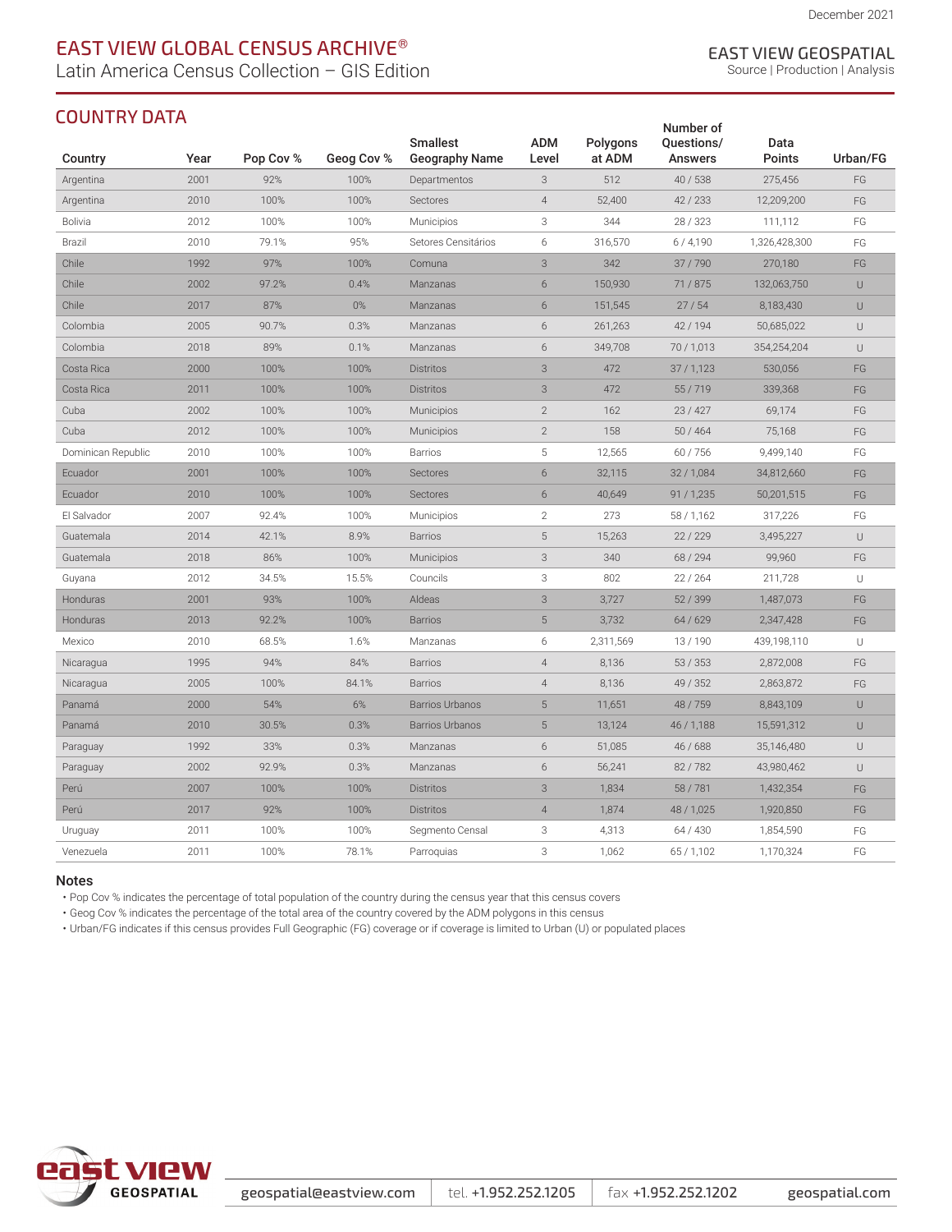## COUNTRY DATA

| Country | Year | Pop Cov % | Geog Cov % | Smallest Geography Name | ADM Level | Polygons at ADM | Number of Questions/ Answers | Data Points | Urban/FG |
|---|---|---|---|---|---|---|---|---|---|
| Argentina | 2001 | 92% | 100% | Departmentos | 3 | 512 | 40 / 538 | 275,456 | FG |
| Argentina | 2010 | 100% | 100% | Sectores | 4 | 52,400 | 42 / 233 | 12,209,200 | FG |
| Bolivia | 2012 | 100% | 100% | Municipios | 3 | 344 | 28 / 323 | 111,112 | FG |
| Brazil | 2010 | 79.1% | 95% | Setores Censitários | 6 | 316,570 | 6 / 4,190 | 1,326,428,300 | FG |
| Chile | 1992 | 97% | 100% | Comuna | 3 | 342 | 37 / 790 | 270,180 | FG |
| Chile | 2002 | 97.2% | 0.4% | Manzanas | 6 | 150,930 | 71 / 875 | 132,063,750 | U |
| Chile | 2017 | 87% | 0% | Manzanas | 6 | 151,545 | 27 / 54 | 8,183,430 | U |
| Colombia | 2005 | 90.7% | 0.3% | Manzanas | 6 | 261,263 | 42 / 194 | 50,685,022 | U |
| Colombia | 2018 | 89% | 0.1% | Manzanas | 6 | 349,708 | 70 / 1,013 | 354,254,204 | U |
| Costa Rica | 2000 | 100% | 100% | Distritos | 3 | 472 | 37 / 1,123 | 530,056 | FG |
| Costa Rica | 2011 | 100% | 100% | Distritos | 3 | 472 | 55 / 719 | 339,368 | FG |
| Cuba | 2002 | 100% | 100% | Municipios | 2 | 162 | 23 / 427 | 69,174 | FG |
| Cuba | 2012 | 100% | 100% | Municipios | 2 | 158 | 50 / 464 | 75,168 | FG |
| Dominican Republic | 2010 | 100% | 100% | Barrios | 5 | 12,565 | 60 / 756 | 9,499,140 | FG |
| Ecuador | 2001 | 100% | 100% | Sectores | 6 | 32,115 | 32 / 1,084 | 34,812,660 | FG |
| Ecuador | 2010 | 100% | 100% | Sectores | 6 | 40,649 | 91 / 1,235 | 50,201,515 | FG |
| El Salvador | 2007 | 92.4% | 100% | Municipios | 2 | 273 | 58 / 1,162 | 317,226 | FG |
| Guatemala | 2014 | 42.1% | 8.9% | Barrios | 5 | 15,263 | 22 / 229 | 3,495,227 | U |
| Guatemala | 2018 | 86% | 100% | Municipios | 3 | 340 | 68 / 294 | 99,960 | FG |
| Guyana | 2012 | 34.5% | 15.5% | Councils | 3 | 802 | 22 / 264 | 211,728 | U |
| Honduras | 2001 | 93% | 100% | Aldeas | 3 | 3,727 | 52 / 399 | 1,487,073 | FG |
| Honduras | 2013 | 92.2% | 100% | Barrios | 5 | 3,732 | 64 / 629 | 2,347,428 | FG |
| Mexico | 2010 | 68.5% | 1.6% | Manzanas | 6 | 2,311,569 | 13 / 190 | 439,198,110 | U |
| Nicaragua | 1995 | 94% | 84% | Barrios | 4 | 8,136 | 53 / 353 | 2,872,008 | FG |
| Nicaragua | 2005 | 100% | 84.1% | Barrios | 4 | 8,136 | 49 / 352 | 2,863,872 | FG |
| Panamá | 2000 | 54% | 6% | Barrios Urbanos | 5 | 11,651 | 48 / 759 | 8,843,109 | U |
| Panamá | 2010 | 30.5% | 0.3% | Barrios Urbanos | 5 | 13,124 | 46 / 1,188 | 15,591,312 | U |
| Paraguay | 1992 | 33% | 0.3% | Manzanas | 6 | 51,085 | 46 / 688 | 35,146,480 | U |
| Paraguay | 2002 | 92.9% | 0.3% | Manzanas | 6 | 56,241 | 82 / 782 | 43,980,462 | U |
| Perú | 2007 | 100% | 100% | Distritos | 3 | 1,834 | 58 / 781 | 1,432,354 | FG |
| Perú | 2017 | 92% | 100% | Distritos | 4 | 1,874 | 48 / 1,025 | 1,920,850 | FG |
| Uruguay | 2011 | 100% | 100% | Segmento Censal | 3 | 4,313 | 64 / 430 | 1,854,590 | FG |
| Venezuela | 2011 | 100% | 78.1% | Parroquias | 3 | 1,062 | 65 / 1,102 | 1,170,324 | FG |

### Notes

- Pop Cov % indicates the percentage of total population of the country during the census year that this census covers
- Geog Cov % indicates the percentage of the total area of the country covered by the ADM polygons in this census
- Urban/FG indicates if this census provides Full Geographic (FG) coverage or if coverage is limited to Urban (U) or populated places